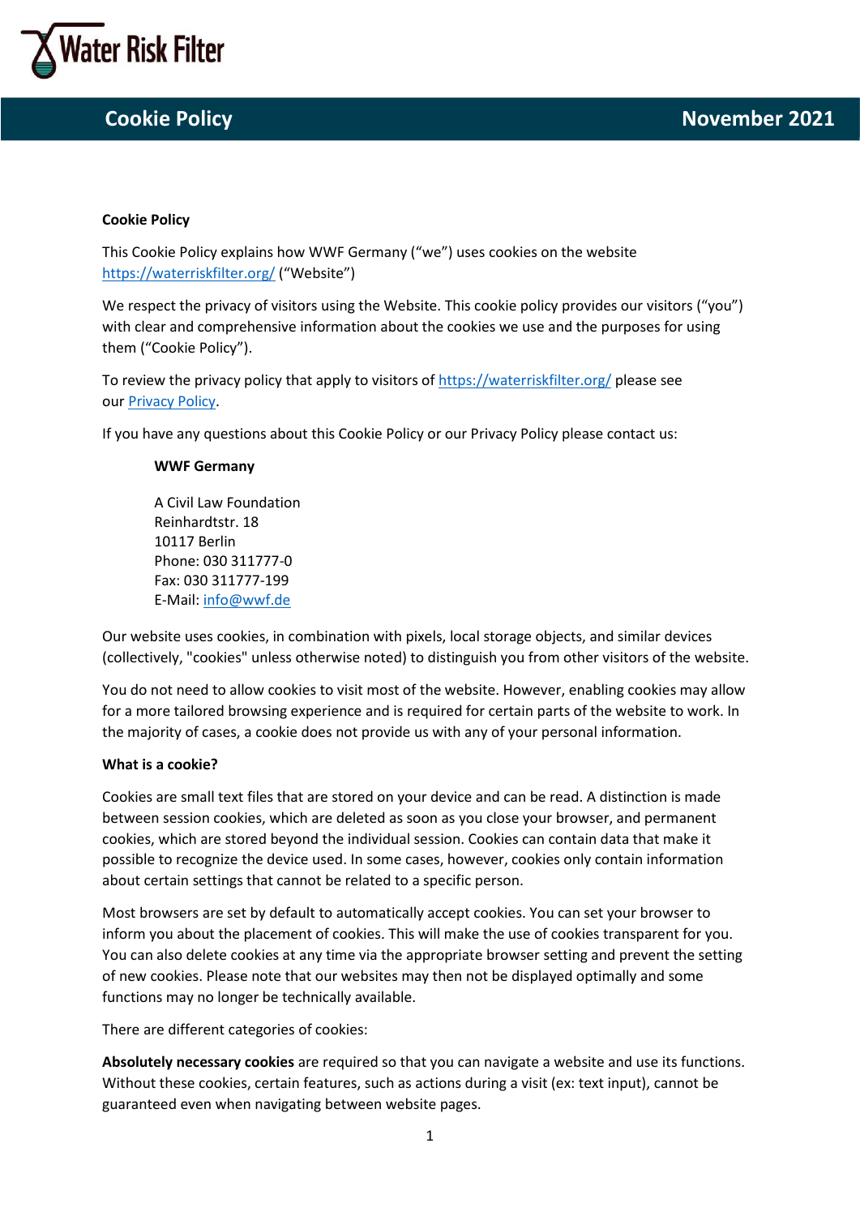# Cookie Policy

November 2021

**Cookie Policy**

This Cookie Policy explains how WWF Germany ("we") uses cookies on the website https://waterriskfilter.org/ ("Website")

We respect the privacy of visitors using the Website. This cookie policy provides our visitors ("you") with clear and comprehensive information about the cookies we use and the purposes for using them ("Cookie Policy").

To review the privacy policy that apply to visitors of https://waterriskfilter.org/ please see our Privacy Policy.

If you have any questions about this Cookie Policy or our Privacy Policy please contact us:

> **WWF Germany**
>
> A Civil Law Foundation
> Reinhardtstr. 18
> 10117 Berlin
> Phone: 030 311777-0
> Fax: 030 311777-199
> E-Mail: info@wwf.de

Our website uses cookies, in combination with pixels, local storage objects, and similar devices (collectively, "cookies" unless otherwise noted) to distinguish you from other visitors of the website.

You do not need to allow cookies to visit most of the website. However, enabling cookies may allow for a more tailored browsing experience and is required for certain parts of the website to work. In the majority of cases, a cookie does not provide us with any of your personal information.

**What is a cookie?**

Cookies are small text files that are stored on your device and can be read. A distinction is made between session cookies, which are deleted as soon as you close your browser, and permanent cookies, which are stored beyond the individual session. Cookies can contain data that make it possible to recognize the device used. In some cases, however, cookies only contain information about certain settings that cannot be related to a specific person.

Most browsers are set by default to automatically accept cookies. You can set your browser to inform you about the placement of cookies. This will make the use of cookies transparent for you. You can also delete cookies at any time via the appropriate browser setting and prevent the setting of new cookies. Please note that our websites may then not be displayed optimally and some functions may no longer be technically available.

There are different categories of cookies:

**Absolutely necessary cookies** are required so that you can navigate a website and use its functions. Without these cookies, certain features, such as actions during a visit (ex: text input), cannot be guaranteed even when navigating between website pages.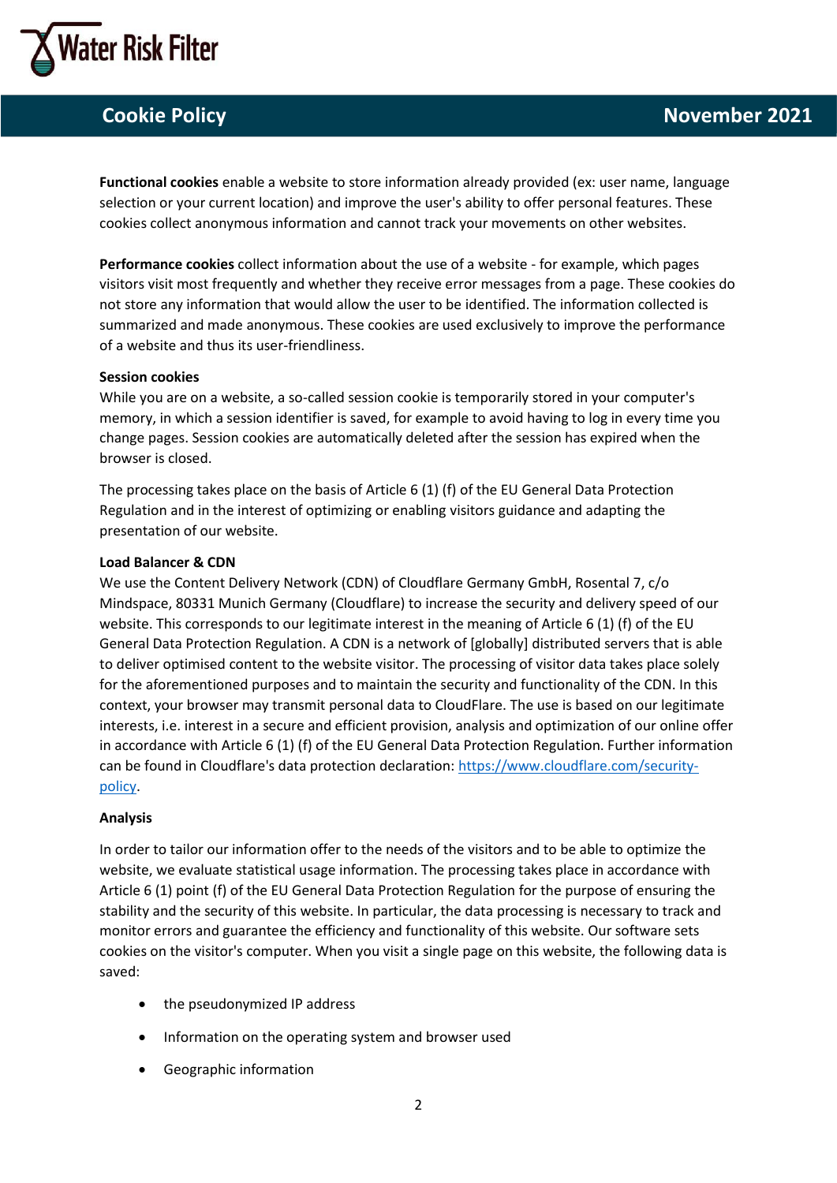**Functional cookies** enable a website to store information already provided (ex: user name, language selection or your current location) and improve the user's ability to offer personal features. These cookies collect anonymous information and cannot track your movements on other websites.

**Performance cookies** collect information about the use of a website - for example, which pages visitors visit most frequently and whether they receive error messages from a page. These cookies do not store any information that would allow the user to be identified. The information collected is summarized and made anonymous. These cookies are used exclusively to improve the performance of a website and thus its user-friendliness.

**Session cookies**

While you are on a website, a so-called session cookie is temporarily stored in your computer's memory, in which a session identifier is saved, for example to avoid having to log in every time you change pages. Session cookies are automatically deleted after the session has expired when the browser is closed.

The processing takes place on the basis of Article 6 (1) (f) of the EU General Data Protection Regulation and in the interest of optimizing or enabling visitors guidance and adapting the presentation of our website.

**Load Balancer & CDN**

We use the Content Delivery Network (CDN) of Cloudflare Germany GmbH, Rosental 7, c/o Mindspace, 80331 Munich Germany (Cloudflare) to increase the security and delivery speed of our website. This corresponds to our legitimate interest in the meaning of Article 6 (1) (f) of the EU General Data Protection Regulation. A CDN is a network of [globally] distributed servers that is able to deliver optimised content to the website visitor. The processing of visitor data takes place solely for the aforementioned purposes and to maintain the security and functionality of the CDN. In this context, your browser may transmit personal data to CloudFlare. The use is based on our legitimate interests, i.e. interest in a secure and efficient provision, analysis and optimization of our online offer in accordance with Article 6 (1) (f) of the EU General Data Protection Regulation. Further information can be found in Cloudflare's data protection declaration: [https://www.cloudflare.com/security-policy](https://www.cloudflare.com/security-policy).

**Analysis**

In order to tailor our information offer to the needs of the visitors and to be able to optimize the website, we evaluate statistical usage information. The processing takes place in accordance with Article 6 (1) point (f) of the EU General Data Protection Regulation for the purpose of ensuring the stability and the security of this website. In particular, the data processing is necessary to track and monitor errors and guarantee the efficiency and functionality of this website. Our software sets cookies on the visitor's computer. When you visit a single page on this website, the following data is saved:

- the pseudonymized IP address
- Information on the operating system and browser used
- Geographic information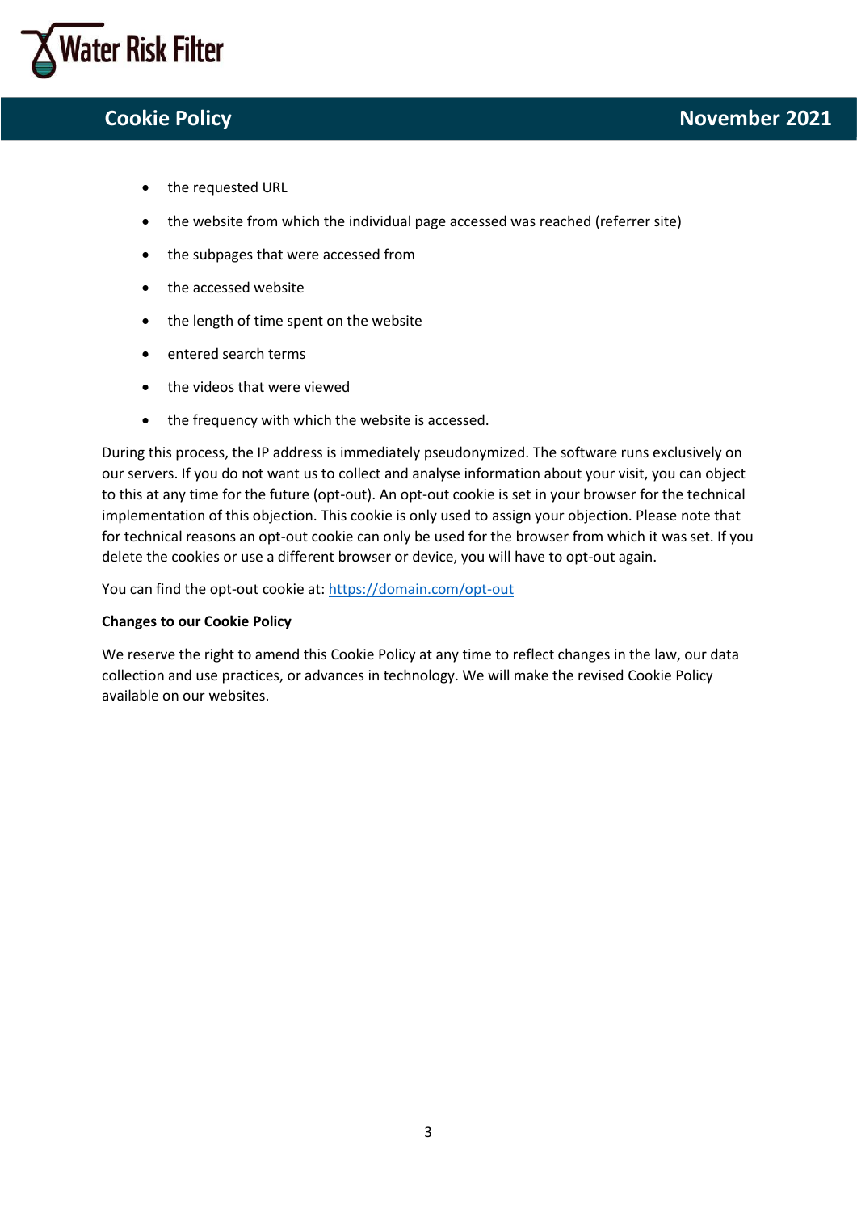- the requested URL
- the website from which the individual page accessed was reached (referrer site)
- the subpages that were accessed from
- the accessed website
- the length of time spent on the website
- entered search terms
- the videos that were viewed
- the frequency with which the website is accessed.

During this process, the IP address is immediately pseudonymized. The software runs exclusively on our servers. If you do not want us to collect and analyse information about your visit, you can object to this at any time for the future (opt-out). An opt-out cookie is set in your browser for the technical implementation of this objection. This cookie is only used to assign your objection. Please note that for technical reasons an opt-out cookie can only be used for the browser from which it was set. If you delete the cookies or use a different browser or device, you will have to opt-out again.

You can find the opt-out cookie at: [https://domain.com/opt-out](https://domain.com/opt-out)

**Changes to our Cookie Policy**

We reserve the right to amend this Cookie Policy at any time to reflect changes in the law, our data collection and use practices, or advances in technology. We will make the revised Cookie Policy available on our websites.